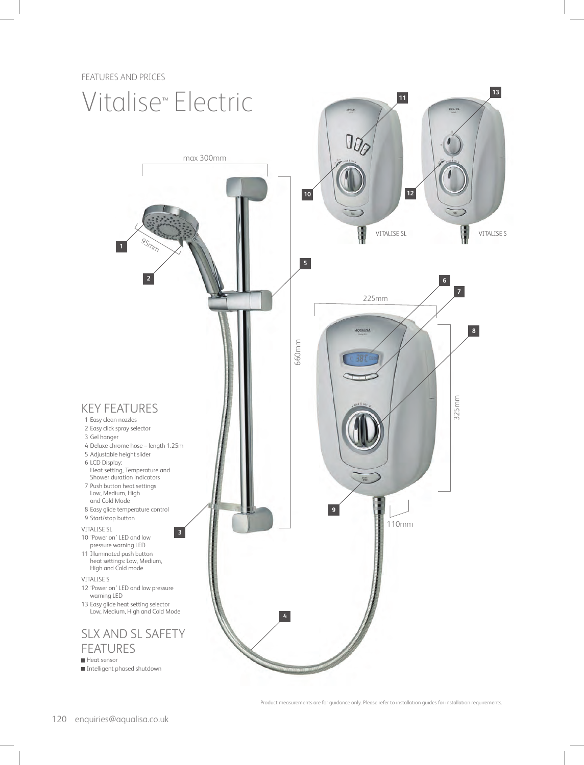FEATURES AND PRICES

# Vitalise™ Electric

max 300mm

95mm

660mm

225mm

325mm

110mm

VITALISE SL

VITALISE S

## KEY FEATURES

1. Easy clean nozzles
2. Easy click spray selector
3. Gel hanger
4. Deluxe chrome hose – length 1.25m
5. Adjustable height slider
6. LCD Display: Heat setting, Temperature and Shower duration indicators
7. Push button heat settings Low, Medium, High and Cold Mode
8. Easy glide temperature control
9. Start/stop button

VITALISE SL

10. 'Power on' LED and low pressure warning LED
11. Illuminated push button heat settings: Low, Medium, High and Cold mode

VITALISE S

12. 'Power on' LED and low pressure warning LED
13. Easy glide heat setting selector Low, Medium, High and Cold Mode

## SLX AND SL SAFETY FEATURES

- Heat sensor
- Intelligent phased shutdown

Product measurements are for guidance only. Please refer to installation guides for installation requirements.

enquiries@aqualisa.co.uk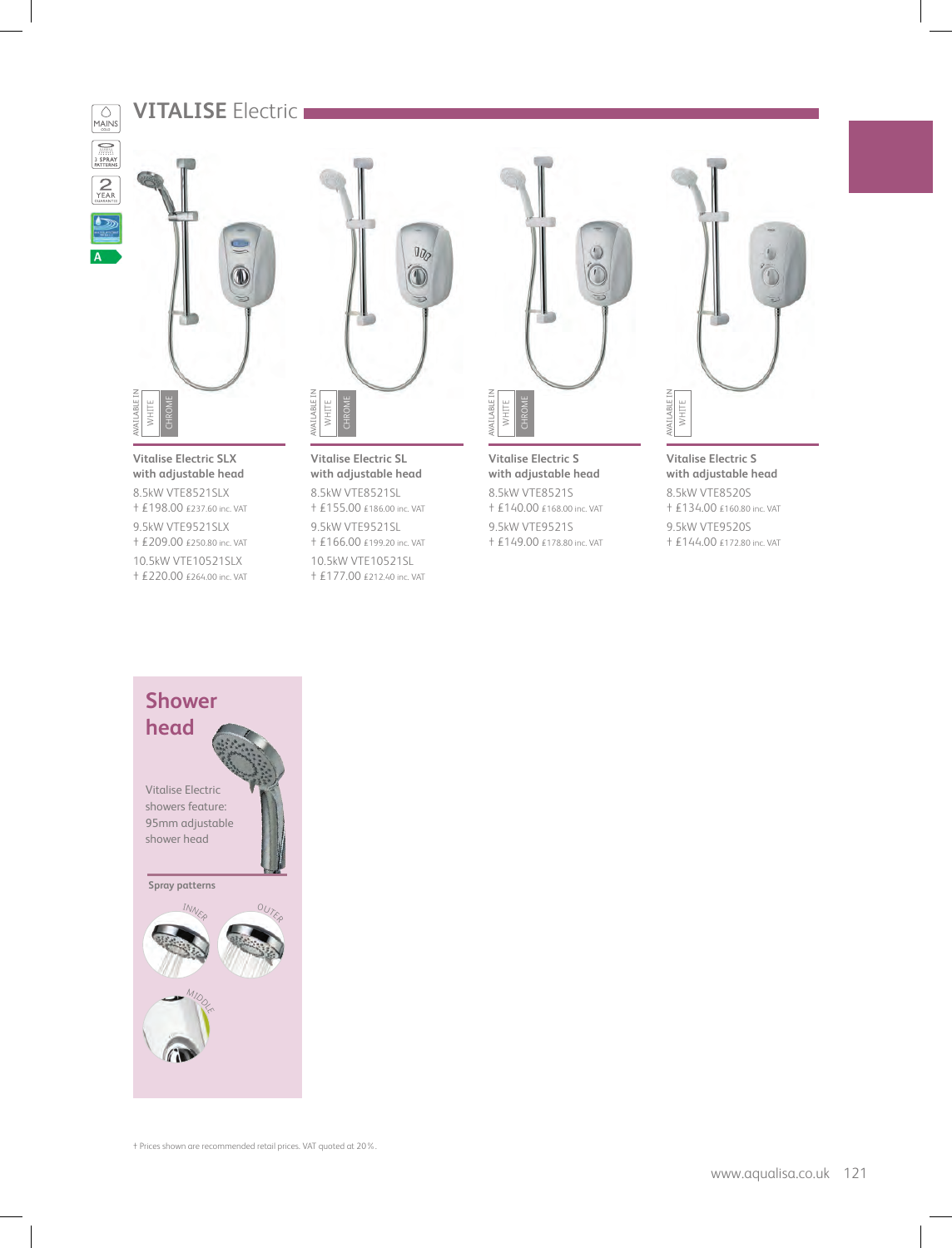# VITALISE Electric

MAINS COLD

3 SPRAY PATTERNS

2 YEAR GUARANTEE

A

AVAILABLE IN WHITE CHROME

**Vitalise Electric SLX with adjustable head**

8.5kW VTE8521SLX
† £198.00 £237.60 inc. VAT

9.5kW VTE9521SLX
† £209.00 £250.80 inc. VAT

10.5kW VTE10521SLX
† £220.00 £264.00 inc. VAT

AVAILABLE IN WHITE CHROME

**Vitalise Electric SL with adjustable head**

8.5kW VTE8521SL
† £155.00 £186.00 inc. VAT

9.5kW VTE9521SL
† £166.00 £199.20 inc. VAT

10.5kW VTE10521SL
† £177.00 £212.40 inc. VAT

AVAILABLE IN WHITE CHROME

**Vitalise Electric S with adjustable head**

8.5kW VTE8521S
† £140.00 £168.00 inc. VAT

9.5kW VTE9521S
† £149.00 £178.80 inc. VAT

AVAILABLE IN WHITE

**Vitalise Electric S with adjustable head**

8.5kW VTE8520S
† £134.00 £160.80 inc. VAT

9.5kW VTE9520S
† £144.00 £172.80 inc. VAT

## Shower head

Vitalise Electric showers feature: 95mm adjustable shower head

**Spray patterns**

INNER

OUTER

MIDDLE

† Prices shown are recommended retail prices. VAT quoted at 20%.

www.aqualisa.co.uk